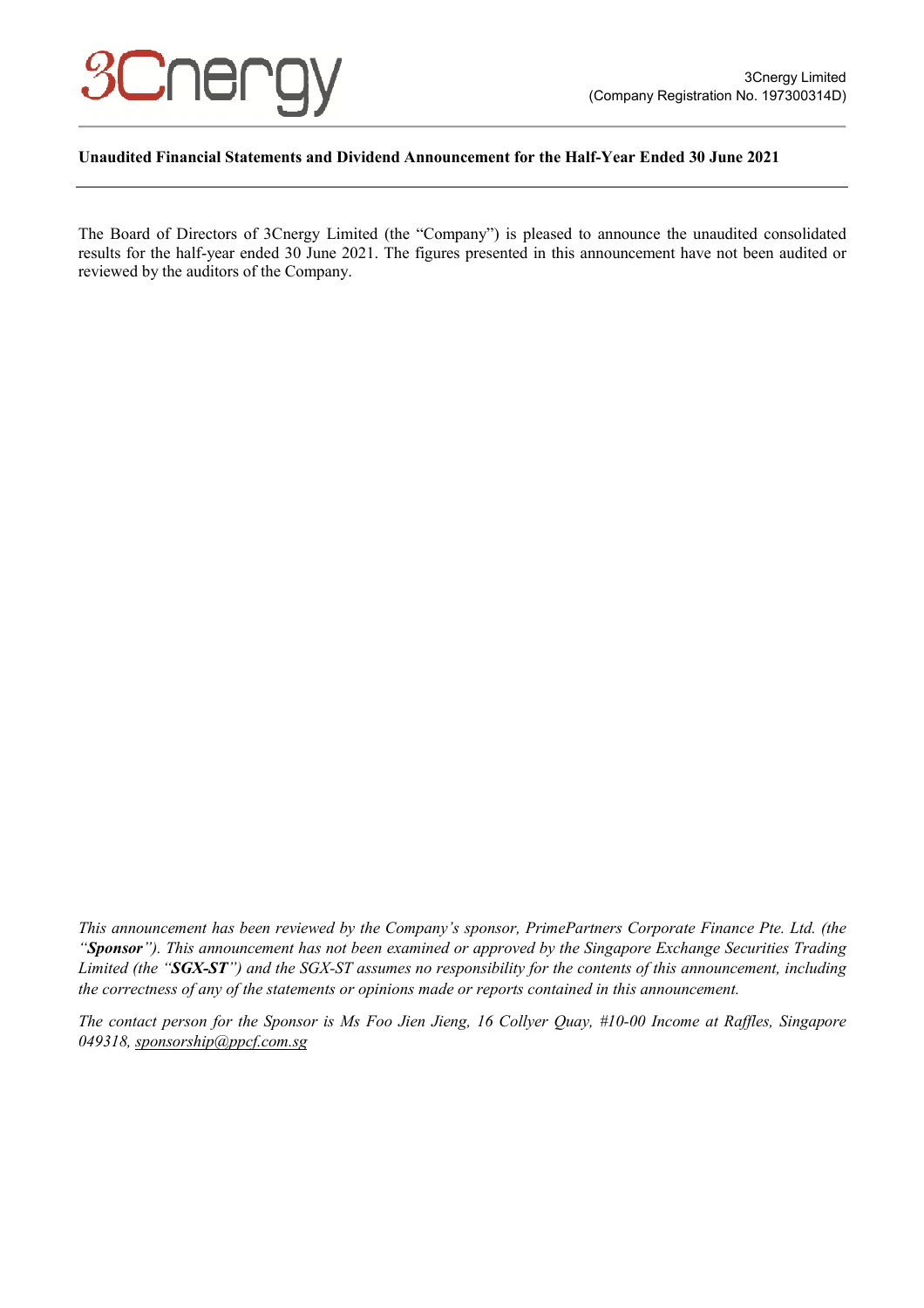3Cnergy Limited
(Company Registration No. 197300314D)

**Unaudited Financial Statements and Dividend Announcement for the Half-Year Ended 30 June 2021**

The Board of Directors of 3Cnergy Limited (the "Company") is pleased to announce the unaudited consolidated results for the half-year ended 30 June 2021. The figures presented in this announcement have not been audited or reviewed by the auditors of the Company.

*This announcement has been reviewed by the Company's sponsor, PrimePartners Corporate Finance Pte. Ltd. (the "**Sponsor**"). This announcement has not been examined or approved by the Singapore Exchange Securities Trading Limited (the "**SGX-ST**") and the SGX-ST assumes no responsibility for the contents of this announcement, including the correctness of any of the statements or opinions made or reports contained in this announcement.*

*The contact person for the Sponsor is Ms Foo Jien Jieng, 16 Collyer Quay, #10-00 Income at Raffles, Singapore 049318, sponsorship@ppcf.com.sg*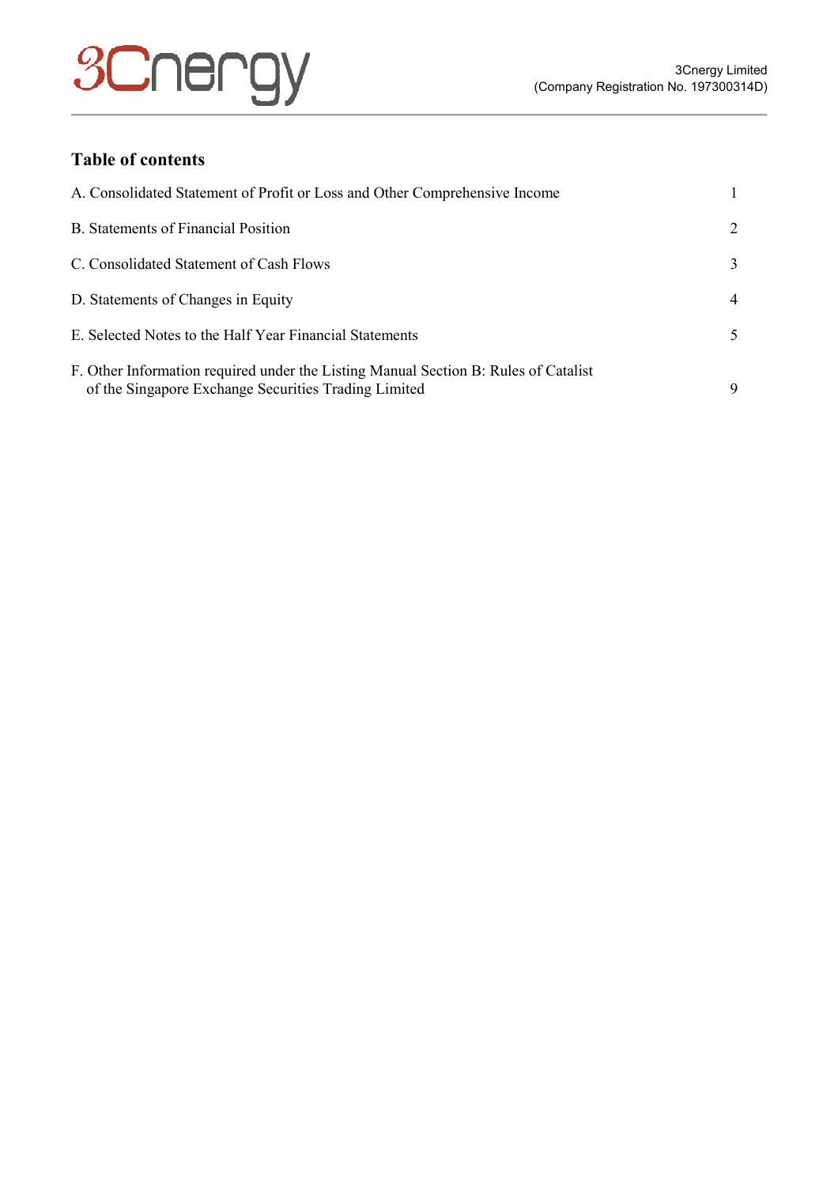## Table of contents

| | |
|---|---|
| A. Consolidated Statement of Profit or Loss and Other Comprehensive Income | 1 |
| B. Statements of Financial Position | 2 |
| C. Consolidated Statement of Cash Flows | 3 |
| D. Statements of Changes in Equity | 4 |
| E. Selected Notes to the Half Year Financial Statements | 5 |
| F. Other Information required under the Listing Manual Section B: Rules of Catalist of the Singapore Exchange Securities Trading Limited | 9 |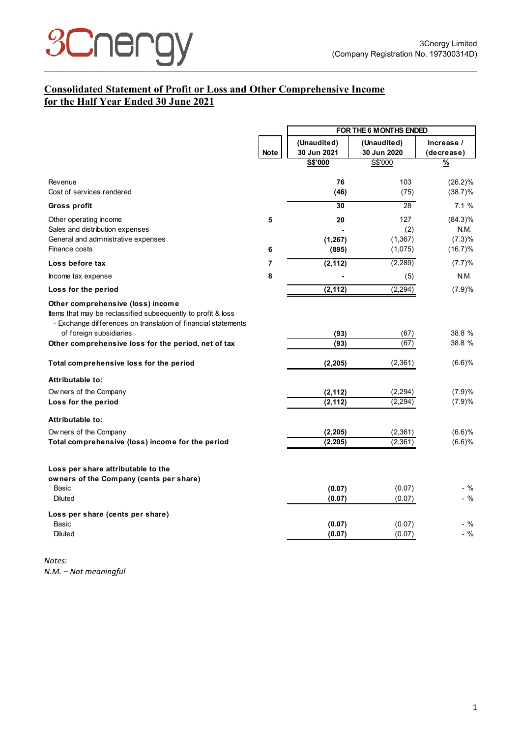3Cnergy Limited
(Company Registration No. 197300314D)

## Consolidated Statement of Profit or Loss and Other Comprehensive Income for the Half Year Ended 30 June 2021

| | Note | FOR THE 6 MONTHS ENDED | | |
|---|---|---|---|---|
| | | (Unaudited) 30 Jun 2021 | (Unaudited) 30 Jun 2020 | Increase / (decrease) |
| | | S$'000 | S$'000 | % |
| Revenue | | 76 | 103 | (26.2)% |
| Cost of services rendered | | (46) | (75) | (38.7)% |
| **Gross profit** | | 30 | 28 | 7.1 % |
| Other operating income | 5 | 20 | 127 | (84.3)% |
| Sales and distribution expenses | | - | (2) | N.M. |
| General and administrative expenses | | (1,267) | (1,367) | (7.3)% |
| Finance costs | 6 | (895) | (1,075) | (16.7)% |
| **Loss before tax** | 7 | (2,112) | (2,289) | (7.7)% |
| Income tax expense | 8 | - | (5) | N.M. |
| **Loss for the period** | | (2,112) | (2,294) | (7.9)% |
| **Other comprehensive (loss) income** | | | | |
| Items that may be reclassified subsequently to profit & loss | | | | |
| - Exchange differences on translation of financial statements of foreign subsidiaries | | (93) | (67) | 38.8 % |
| **Other comprehensive loss for the period, net of tax** | | (93) | (67) | 38.8 % |
| **Total comprehensive loss for the period** | | (2,205) | (2,361) | (6.6)% |
| **Attributable to:** | | | | |
| Owners of the Company | | (2,112) | (2,294) | (7.9)% |
| **Loss for the period** | | (2,112) | (2,294) | (7.9)% |
| **Attributable to:** | | | | |
| Owners of the Company | | (2,205) | (2,361) | (6.6)% |
| **Total comprehensive (loss) income for the period** | | (2,205) | (2,361) | (6.6)% |
| **Loss per share attributable to the owners of the Company (cents per share)** | | | | |
| Basic | | (0.07) | (0.07) | - % |
| Diluted | | (0.07) | (0.07) | - % |
| **Loss per share (cents per share)** | | | | |
| Basic | | (0.07) | (0.07) | - % |
| Diluted | | (0.07) | (0.07) | - % |

*Notes:*
*N.M. – Not meaningful*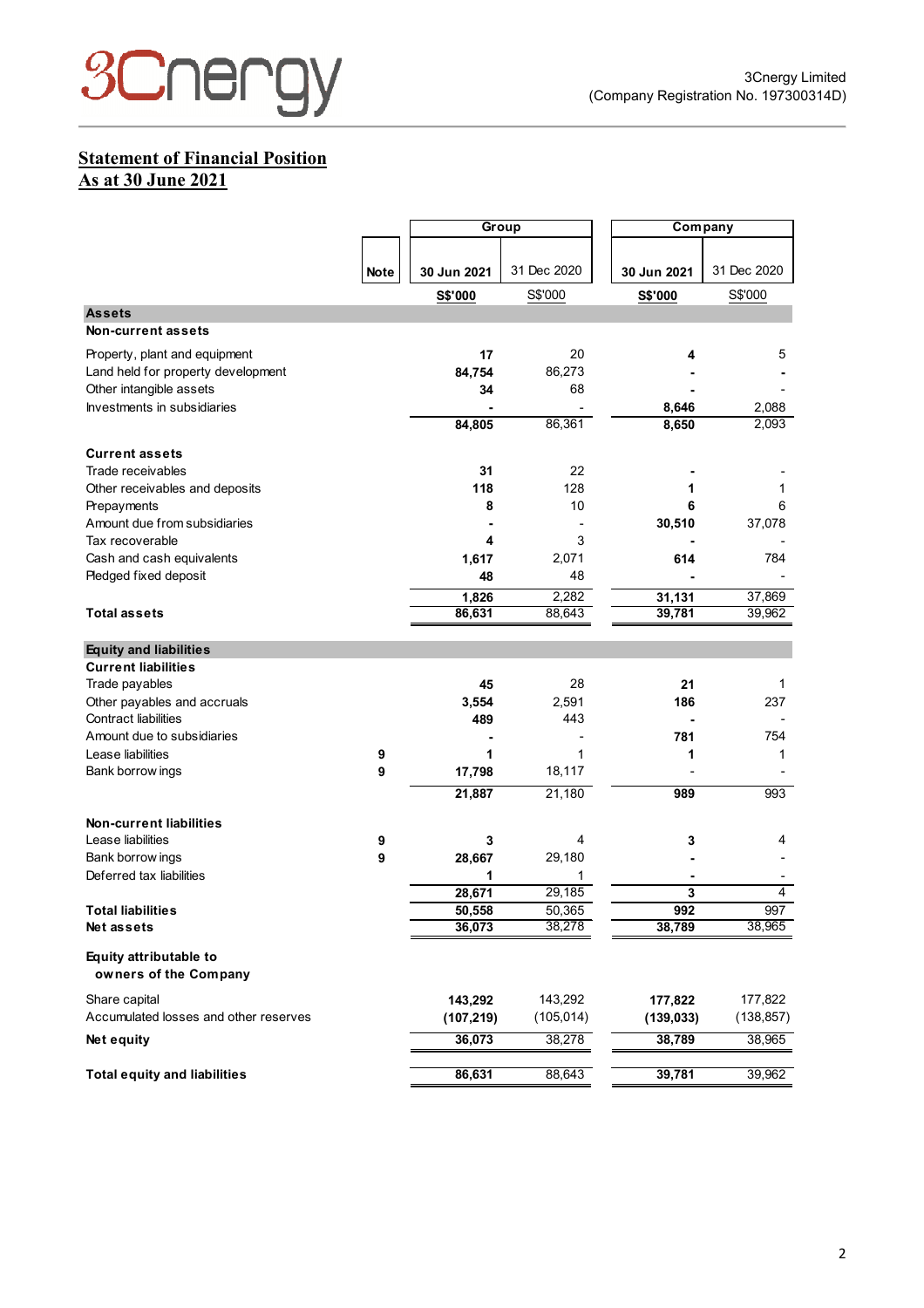3Cnergy Limited
(Company Registration No. 197300314D)

# Statement of Financial Position
## As at 30 June 2021

| | Note | Group | | Company | |
|---|---|---|---|---|---|
| | | 30 Jun 2021 | 31 Dec 2020 | 30 Jun 2021 | 31 Dec 2020 |
| | | S$'000 | S$'000 | S$'000 | S$'000 |
| **Assets** | | | | | |
| **Non-current assets** | | | | | |
| Property, plant and equipment | | **17** | 20 | **4** | 5 |
| Land held for property development | | **84,754** | 86,273 | **-** | - |
| Other intangible assets | | **34** | 68 | **-** | - |
| Investments in subsidiaries | | **-** | - | **8,646** | 2,088 |
| | | **84,805** | 86,361 | **8,650** | 2,093 |
| **Current assets** | | | | | |
| Trade receivables | | **31** | 22 | **-** | - |
| Other receivables and deposits | | **118** | 128 | **1** | 1 |
| Prepayments | | **8** | 10 | **6** | 6 |
| Amount due from subsidiaries | | **-** | - | **30,510** | 37,078 |
| Tax recoverable | | **4** | 3 | **-** | - |
| Cash and cash equivalents | | **1,617** | 2,071 | **614** | 784 |
| Pledged fixed deposit | | **48** | 48 | **-** | - |
| | | **1,826** | 2,282 | **31,131** | 37,869 |
| **Total assets** | | **86,631** | 88,643 | **39,781** | 39,962 |
| **Equity and liabilities** | | | | | |
| **Current liabilities** | | | | | |
| Trade payables | | **45** | 28 | **21** | 1 |
| Other payables and accruals | | **3,554** | 2,591 | **186** | 237 |
| Contract liabilities | | **489** | 443 | **-** | - |
| Amount due to subsidiaries | | **-** | - | **781** | 754 |
| Lease liabilities | 9 | **1** | 1 | **1** | 1 |
| Bank borrowings | 9 | **17,798** | 18,117 | - | - |
| | | **21,887** | 21,180 | **989** | 993 |
| **Non-current liabilities** | | | | | |
| Lease liabilities | 9 | **3** | 4 | **3** | 4 |
| Bank borrowings | 9 | **28,667** | 29,180 | **-** | - |
| Deferred tax liabilities | | **1** | 1 | **-** | - |
| | | **28,671** | 29,185 | **3** | 4 |
| **Total liabilities** | | **50,558** | 50,365 | **992** | 997 |
| **Net assets** | | **36,073** | 38,278 | **38,789** | 38,965 |
| **Equity attributable to owners of the Company** | | | | | |
| Share capital | | **143,292** | 143,292 | **177,822** | 177,822 |
| Accumulated losses and other reserves | | **(107,219)** | (105,014) | **(139,033)** | (138,857) |
| **Net equity** | | **36,073** | 38,278 | **38,789** | 38,965 |
| **Total equity and liabilities** | | **86,631** | 88,643 | **39,781** | 39,962 |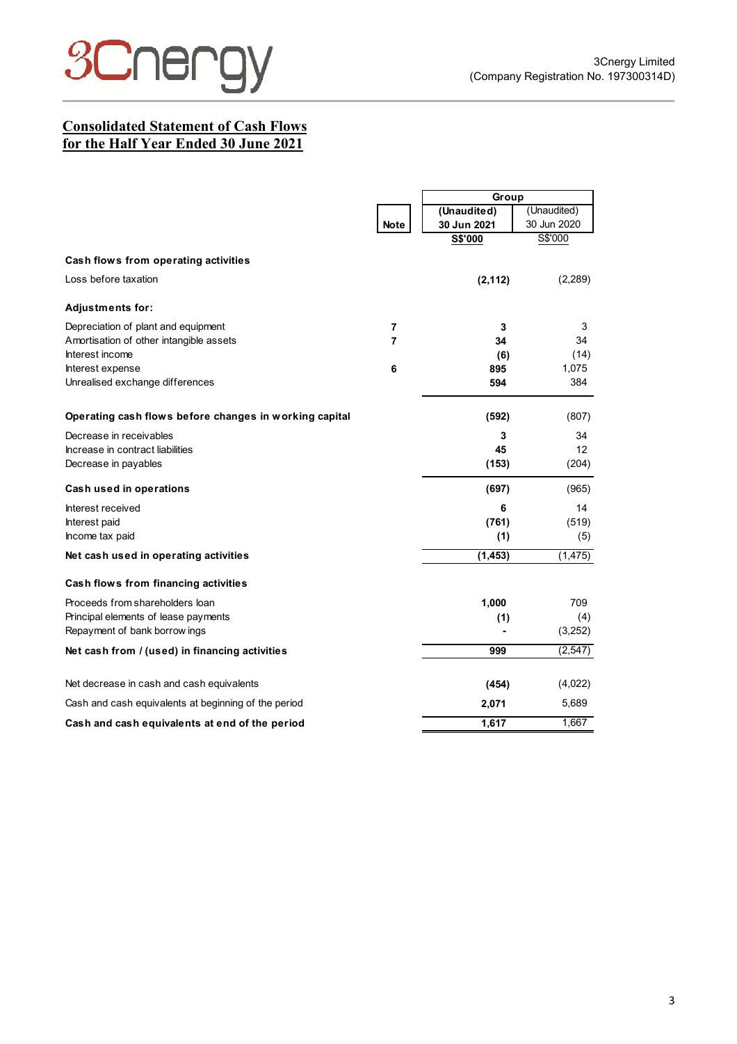3Cnergy Limited
(Company Registration No. 197300314D)

## Consolidated Statement of Cash Flows for the Half Year Ended 30 June 2021

| | Note | Group (Unaudited) 30 Jun 2021 S$'000 | Group (Unaudited) 30 Jun 2020 S$'000 |
|---|---|---|---|
| **Cash flows from operating activities** | | | |
| Loss before taxation | | **(2,112)** | (2,289) |
| **Adjustments for:** | | | |
| Depreciation of plant and equipment | 7 | **3** | 3 |
| Amortisation of other intangible assets | 7 | **34** | 34 |
| Interest income | | **(6)** | (14) |
| Interest expense | 6 | **895** | 1,075 |
| Unrealised exchange differences | | **594** | 384 |
| **Operating cash flows before changes in working capital** | | **(592)** | (807) |
| Decrease in receivables | | **3** | 34 |
| Increase in contract liabilities | | **45** | 12 |
| Decrease in payables | | **(153)** | (204) |
| **Cash used in operations** | | **(697)** | (965) |
| Interest received | | **6** | 14 |
| Interest paid | | **(761)** | (519) |
| Income tax paid | | **(1)** | (5) |
| **Net cash used in operating activities** | | **(1,453)** | (1,475) |
| **Cash flows from financing activities** | | | |
| Proceeds from shareholders loan | | **1,000** | 709 |
| Principal elements of lease payments | | **(1)** | (4) |
| Repayment of bank borrowings | | **-** | (3,252) |
| **Net cash from / (used) in financing activities** | | **999** | (2,547) |
| Net decrease in cash and cash equivalents | | **(454)** | (4,022) |
| Cash and cash equivalents at beginning of the period | | **2,071** | 5,689 |
| **Cash and cash equivalents at end of the period** | | **1,617** | 1,667 |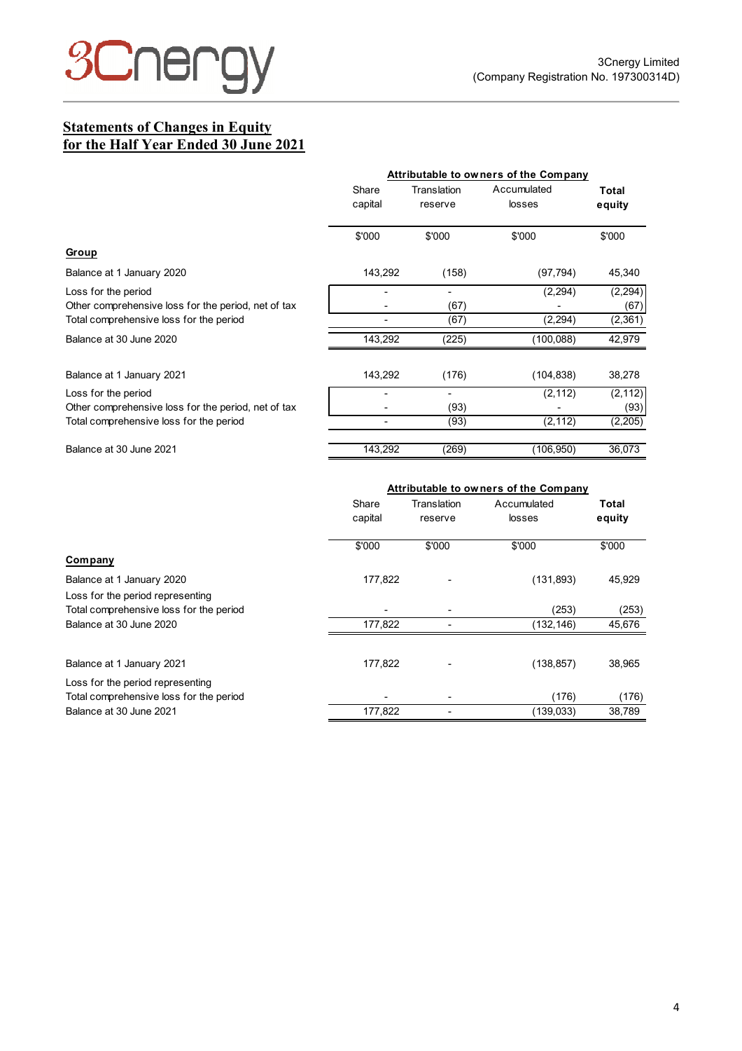3Cnergy Limited
(Company Registration No. 197300314D)

## Statements of Changes in Equity for the Half Year Ended 30 June 2021

| | Attributable to owners of the Company | | | |
|---|---|---|---|---|
| | Share capital | Translation reserve | Accumulated losses | Total equity |
| | $'000 | $'000 | $'000 | $'000 |
| **Group** | | | | |
| Balance at 1 January 2020 | 143,292 | (158) | (97,794) | 45,340 |
| Loss for the period | - | - | (2,294) | (2,294) |
| Other comprehensive loss for the period, net of tax | - | (67) | - | (67) |
| Total comprehensive loss for the period | - | (67) | (2,294) | (2,361) |
| Balance at 30 June 2020 | 143,292 | (225) | (100,088) | 42,979 |
| | | | | |
| Balance at 1 January 2021 | 143,292 | (176) | (104,838) | 38,278 |
| Loss for the period | - | - | (2,112) | (2,112) |
| Other comprehensive loss for the period, net of tax | - | (93) | - | (93) |
| Total comprehensive loss for the period | - | (93) | (2,112) | (2,205) |
| Balance at 30 June 2021 | 143,292 | (269) | (106,950) | 36,073 |

| | Attributable to owners of the Company | | | |
|---|---|---|---|---|
| | Share capital | Translation reserve | Accumulated losses | Total equity |
| | $'000 | $'000 | $'000 | $'000 |
| **Company** | | | | |
| Balance at 1 January 2020 | 177,822 | - | (131,893) | 45,929 |
| Loss for the period representing Total comprehensive loss for the period | - | - | (253) | (253) |
| Balance at 30 June 2020 | 177,822 | - | (132,146) | 45,676 |
| | | | | |
| Balance at 1 January 2021 | 177,822 | - | (138,857) | 38,965 |
| Loss for the period representing Total comprehensive loss for the period | - | - | (176) | (176) |
| Balance at 30 June 2021 | 177,822 | - | (139,033) | 38,789 |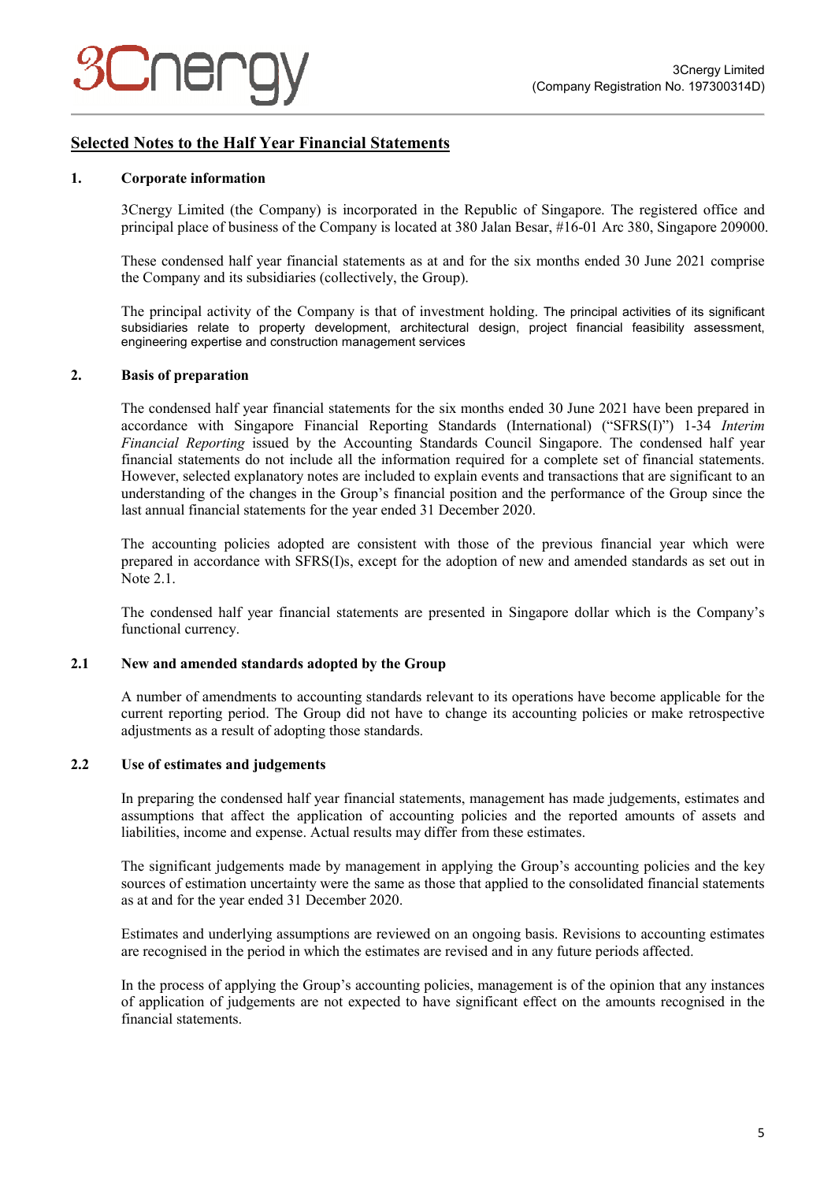## Selected Notes to the Half Year Financial Statements

### 1. Corporate information

3Cnergy Limited (the Company) is incorporated in the Republic of Singapore. The registered office and principal place of business of the Company is located at 380 Jalan Besar, #16-01 Arc 380, Singapore 209000.

These condensed half year financial statements as at and for the six months ended 30 June 2021 comprise the Company and its subsidiaries (collectively, the Group).

The principal activity of the Company is that of investment holding. The principal activities of its significant subsidiaries relate to property development, architectural design, project financial feasibility assessment, engineering expertise and construction management services

### 2. Basis of preparation

The condensed half year financial statements for the six months ended 30 June 2021 have been prepared in accordance with Singapore Financial Reporting Standards (International) ("SFRS(I)") 1-34 *Interim Financial Reporting* issued by the Accounting Standards Council Singapore. The condensed half year financial statements do not include all the information required for a complete set of financial statements. However, selected explanatory notes are included to explain events and transactions that are significant to an understanding of the changes in the Group's financial position and the performance of the Group since the last annual financial statements for the year ended 31 December 2020.

The accounting policies adopted are consistent with those of the previous financial year which were prepared in accordance with SFRS(I)s, except for the adoption of new and amended standards as set out in Note 2.1.

The condensed half year financial statements are presented in Singapore dollar which is the Company's functional currency.

### 2.1 New and amended standards adopted by the Group

A number of amendments to accounting standards relevant to its operations have become applicable for the current reporting period. The Group did not have to change its accounting policies or make retrospective adjustments as a result of adopting those standards.

### 2.2 Use of estimates and judgements

In preparing the condensed half year financial statements, management has made judgements, estimates and assumptions that affect the application of accounting policies and the reported amounts of assets and liabilities, income and expense. Actual results may differ from these estimates.

The significant judgements made by management in applying the Group's accounting policies and the key sources of estimation uncertainty were the same as those that applied to the consolidated financial statements as at and for the year ended 31 December 2020.

Estimates and underlying assumptions are reviewed on an ongoing basis. Revisions to accounting estimates are recognised in the period in which the estimates are revised and in any future periods affected.

In the process of applying the Group's accounting policies, management is of the opinion that any instances of application of judgements are not expected to have significant effect on the amounts recognised in the financial statements.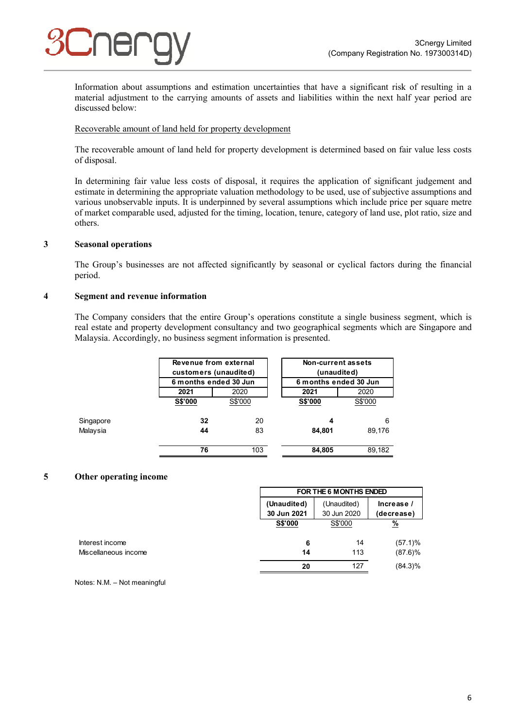Information about assumptions and estimation uncertainties that have a significant risk of resulting in a material adjustment to the carrying amounts of assets and liabilities within the next half year period are discussed below:

Recoverable amount of land held for property development

The recoverable amount of land held for property development is determined based on fair value less costs of disposal.

In determining fair value less costs of disposal, it requires the application of significant judgement and estimate in determining the appropriate valuation methodology to be used, use of subjective assumptions and various unobservable inputs. It is underpinned by several assumptions which include price per square metre of market comparable used, adjusted for the timing, location, tenure, category of land use, plot ratio, size and others.

## 3 Seasonal operations

The Group's businesses are not affected significantly by seasonal or cyclical factors during the financial period.

## 4 Segment and revenue information

The Company considers that the entire Group's operations constitute a single business segment, which is real estate and property development consultancy and two geographical segments which are Singapore and Malaysia. Accordingly, no business segment information is presented.

| | Revenue from external customers (unaudited) | | Non-current assets (unaudited) | |
|---|---|---|---|---|
| | 6 months ended 30 Jun | | 6 months ended 30 Jun | |
| | **2021** | 2020 | **2021** | 2020 |
| | **S$'000** | S$'000 | **S$'000** | S$'000 |
| Singapore | **32** | 20 | **4** | 6 |
| Malaysia | **44** | 83 | **84,801** | 89,176 |
| | **76** | 103 | **84,805** | 89,182 |

## 5 Other operating income

| | FOR THE 6 MONTHS ENDED | | |
|---|---|---|---|
| | **(Unaudited) 30 Jun 2021** | (Unaudited) 30 Jun 2020 | **Increase / (decrease)** |
| | **S$'000** | S$'000 | **%** |
| Interest income | **6** | 14 | (57.1)% |
| Miscellaneous income | **14** | 113 | (87.6)% |
| | **20** | 127 | (84.3)% |

Notes: N.M. – Not meaningful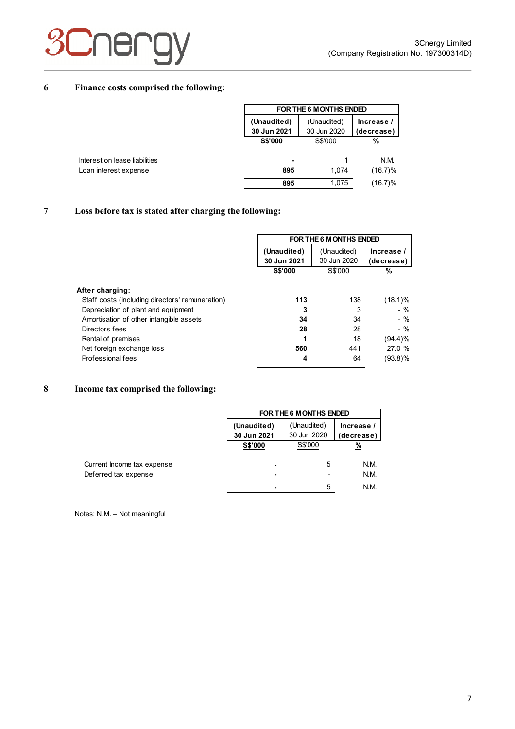## 6 Finance costs comprised the following:

| | FOR THE 6 MONTHS ENDED | | |
|---|---|---|---|
| | (Unaudited) 30 Jun 2021 | (Unaudited) 30 Jun 2020 | Increase / (decrease) |
| | S$'000 | S$'000 | % |
| Interest on lease liabilities | - | 1 | N.M. |
| Loan interest expense | 895 | 1,074 | (16.7)% |
| | 895 | 1,075 | (16.7)% |

## 7 Loss before tax is stated after charging the following:

| | FOR THE 6 MONTHS ENDED | | |
|---|---|---|---|
| | (Unaudited) 30 Jun 2021 | (Unaudited) 30 Jun 2020 | Increase / (decrease) |
| | S$'000 | S$'000 | % |
| **After charging:** | | | |
| Staff costs (including directors' remuneration) | 113 | 138 | (18.1)% |
| Depreciation of plant and equipment | 3 | 3 | - % |
| Amortisation of other intangible assets | 34 | 34 | - % |
| Directors fees | 28 | 28 | - % |
| Rental of premises | 1 | 18 | (94.4)% |
| Net foreign exchange loss | 560 | 441 | 27.0 % |
| Professional fees | 4 | 64 | (93.8)% |

## 8 Income tax comprised the following:

| | FOR THE 6 MONTHS ENDED | | |
|---|---|---|---|
| | (Unaudited) 30 Jun 2021 | (Unaudited) 30 Jun 2020 | Increase / (decrease) |
| | S$'000 | S$'000 | % |
| Current Income tax expense | - | 5 | N.M. |
| Deferred tax expense | - | - | N.M. |
| | - | 5 | N.M. |

Notes: N.M. – Not meaningful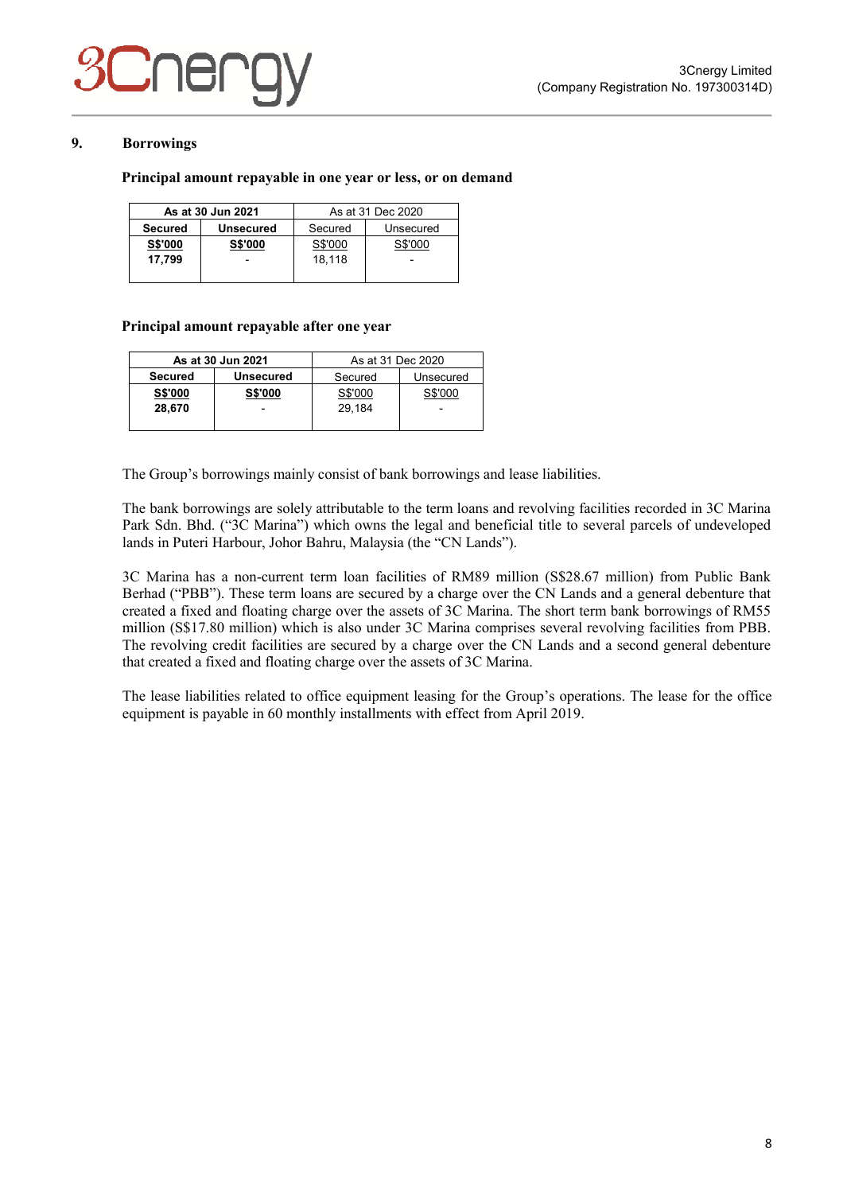## 9. Borrowings

**Principal amount repayable in one year or less, or on demand**

| As at 30 Jun 2021 | | As at 31 Dec 2020 | |
|---|---|---|---|
| **Secured** | **Unsecured** | Secured | Unsecured |
| **S$'000** | **S$'000** | S$'000 | S$'000 |
| **17,799** | - | 18,118 | - |

**Principal amount repayable after one year**

| As at 30 Jun 2021 | | As at 31 Dec 2020 | |
|---|---|---|---|
| **Secured** | **Unsecured** | Secured | Unsecured |
| **S$'000** | **S$'000** | S$'000 | S$'000 |
| **28,670** | - | 29,184 | - |

The Group's borrowings mainly consist of bank borrowings and lease liabilities.

The bank borrowings are solely attributable to the term loans and revolving facilities recorded in 3C Marina Park Sdn. Bhd. ("3C Marina") which owns the legal and beneficial title to several parcels of undeveloped lands in Puteri Harbour, Johor Bahru, Malaysia (the "CN Lands").

3C Marina has a non-current term loan facilities of RM89 million (S$28.67 million) from Public Bank Berhad ("PBB"). These term loans are secured by a charge over the CN Lands and a general debenture that created a fixed and floating charge over the assets of 3C Marina. The short term bank borrowings of RM55 million (S$17.80 million) which is also under 3C Marina comprises several revolving facilities from PBB. The revolving credit facilities are secured by a charge over the CN Lands and a second general debenture that created a fixed and floating charge over the assets of 3C Marina.

The lease liabilities related to office equipment leasing for the Group's operations. The lease for the office equipment is payable in 60 monthly installments with effect from April 2019.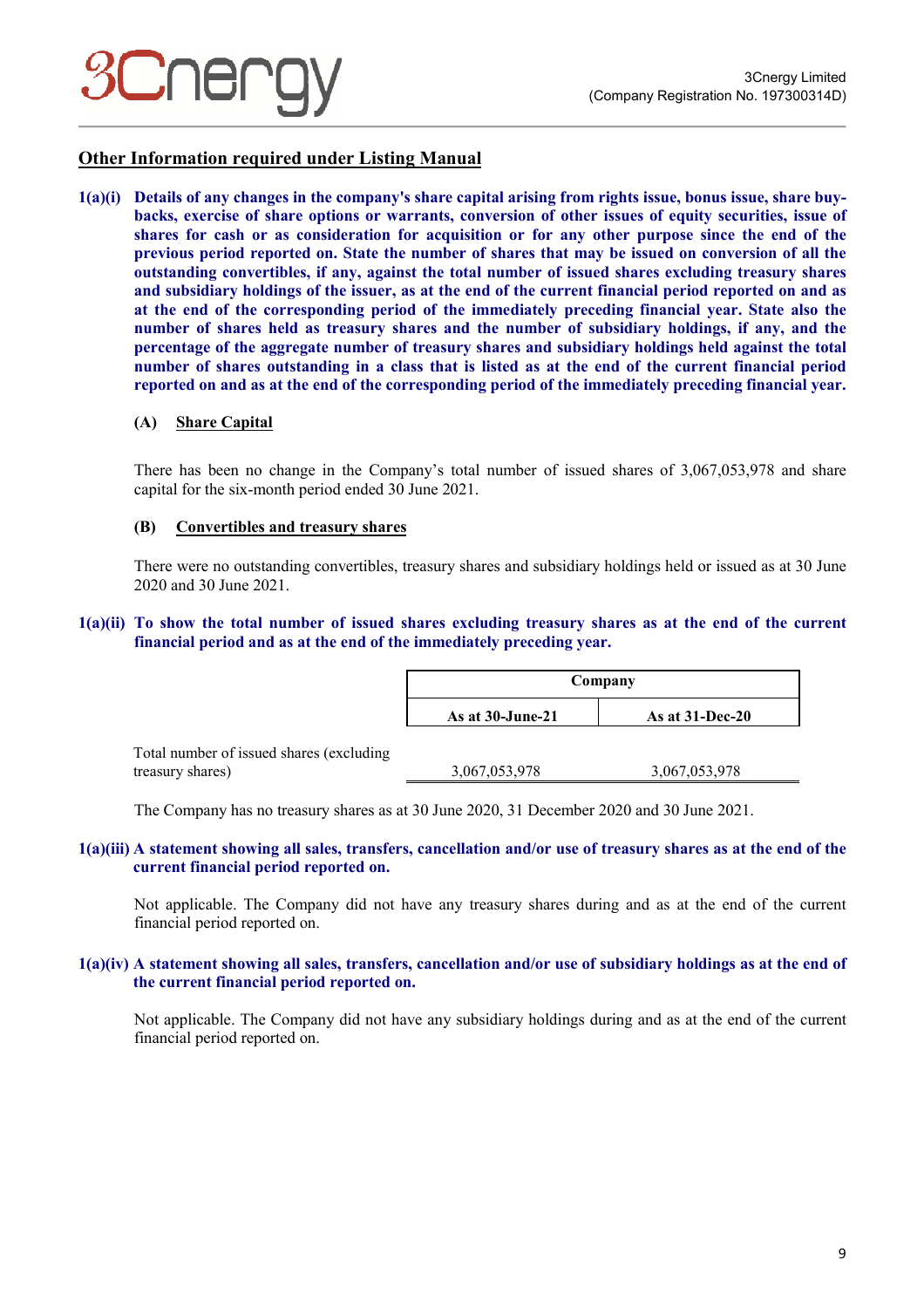## Other Information required under Listing Manual

**1(a)(i) Details of any changes in the company's share capital arising from rights issue, bonus issue, share buy-backs, exercise of share options or warrants, conversion of other issues of equity securities, issue of shares for cash or as consideration for acquisition or for any other purpose since the end of the previous period reported on. State the number of shares that may be issued on conversion of all the outstanding convertibles, if any, against the total number of issued shares excluding treasury shares and subsidiary holdings of the issuer, as at the end of the current financial period reported on and as at the end of the corresponding period of the immediately preceding financial year. State also the number of shares held as treasury shares and the number of subsidiary holdings, if any, and the percentage of the aggregate number of treasury shares and subsidiary holdings held against the total number of shares outstanding in a class that is listed as at the end of the current financial period reported on and as at the end of the corresponding period of the immediately preceding financial year.**

**(A) Share Capital**

There has been no change in the Company's total number of issued shares of 3,067,053,978 and share capital for the six-month period ended 30 June 2021.

**(B) Convertibles and treasury shares**

There were no outstanding convertibles, treasury shares and subsidiary holdings held or issued as at 30 June 2020 and 30 June 2021.

**1(a)(ii) To show the total number of issued shares excluding treasury shares as at the end of the current financial period and as at the end of the immediately preceding year.**

| | Company | |
|---|---|---|
| | **As at 30-June-21** | **As at 31-Dec-20** |
| Total number of issued shares (excluding treasury shares) | 3,067,053,978 | 3,067,053,978 |

The Company has no treasury shares as at 30 June 2020, 31 December 2020 and 30 June 2021.

**1(a)(iii) A statement showing all sales, transfers, cancellation and/or use of treasury shares as at the end of the current financial period reported on.**

Not applicable. The Company did not have any treasury shares during and as at the end of the current financial period reported on.

**1(a)(iv) A statement showing all sales, transfers, cancellation and/or use of subsidiary holdings as at the end of the current financial period reported on.**

Not applicable. The Company did not have any subsidiary holdings during and as at the end of the current financial period reported on.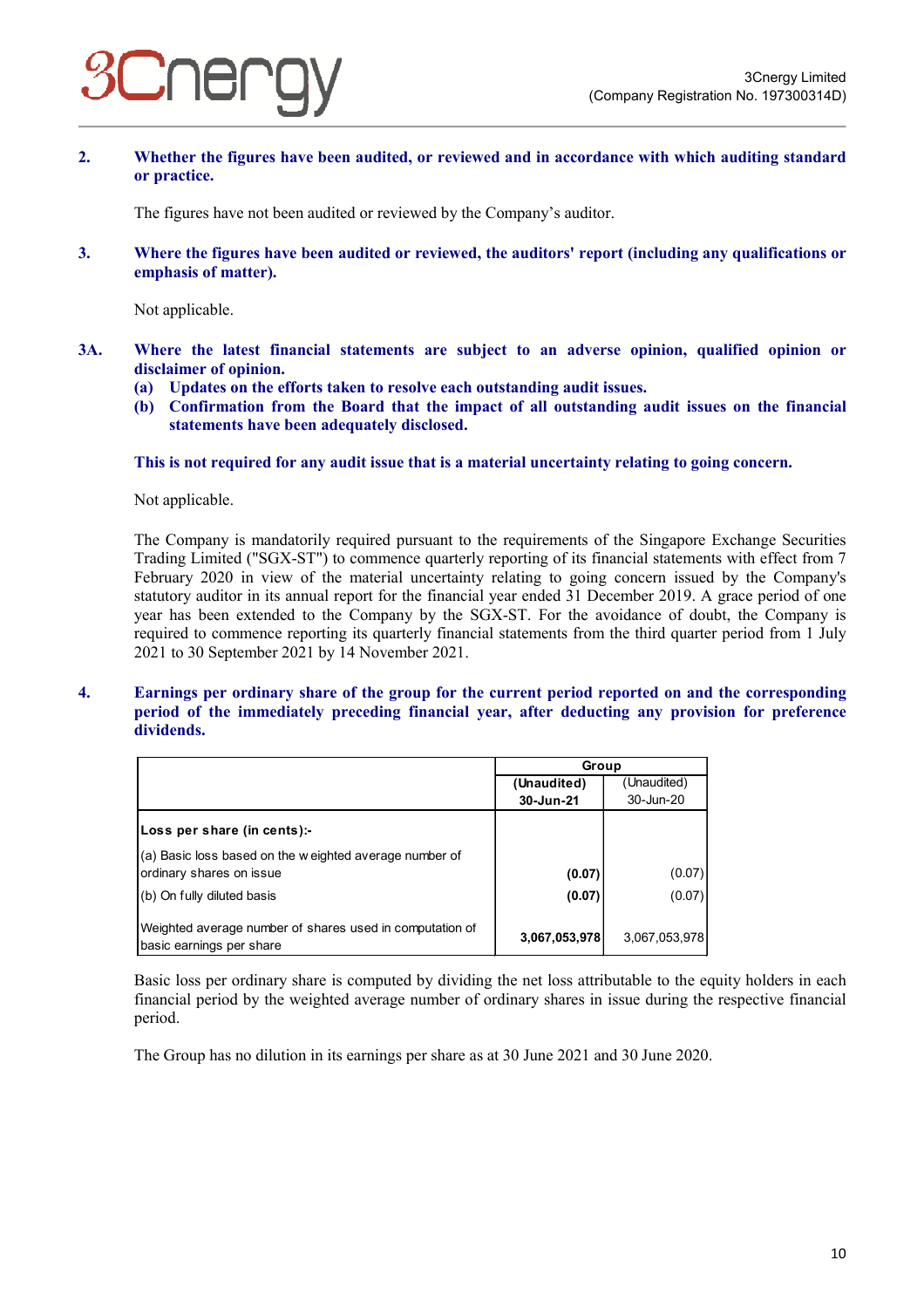**2. Whether the figures have been audited, or reviewed and in accordance with which auditing standard or practice.**

The figures have not been audited or reviewed by the Company's auditor.

**3. Where the figures have been audited or reviewed, the auditors' report (including any qualifications or emphasis of matter).**

Not applicable.

**3A. Where the latest financial statements are subject to an adverse opinion, qualified opinion or disclaimer of opinion.**

**(a) Updates on the efforts taken to resolve each outstanding audit issues.**

**(b) Confirmation from the Board that the impact of all outstanding audit issues on the financial statements have been adequately disclosed.**

**This is not required for any audit issue that is a material uncertainty relating to going concern.**

Not applicable.

The Company is mandatorily required pursuant to the requirements of the Singapore Exchange Securities Trading Limited ("SGX-ST") to commence quarterly reporting of its financial statements with effect from 7 February 2020 in view of the material uncertainty relating to going concern issued by the Company's statutory auditor in its annual report for the financial year ended 31 December 2019. A grace period of one year has been extended to the Company by the SGX-ST. For the avoidance of doubt, the Company is required to commence reporting its quarterly financial statements from the third quarter period from 1 July 2021 to 30 September 2021 by 14 November 2021.

**4. Earnings per ordinary share of the group for the current period reported on and the corresponding period of the immediately preceding financial year, after deducting any provision for preference dividends.**

| | Group | |
|---|---|---|
| | **(Unaudited) 30-Jun-21** | (Unaudited) 30-Jun-20 |
| **Loss per share (in cents):-** | | |
| (a) Basic loss based on the weighted average number of ordinary shares on issue | **(0.07)** | (0.07) |
| (b) On fully diluted basis | **(0.07)** | (0.07) |
| Weighted average number of shares used in computation of basic earnings per share | **3,067,053,978** | 3,067,053,978 |

Basic loss per ordinary share is computed by dividing the net loss attributable to the equity holders in each financial period by the weighted average number of ordinary shares in issue during the respective financial period.

The Group has no dilution in its earnings per share as at 30 June 2021 and 30 June 2020.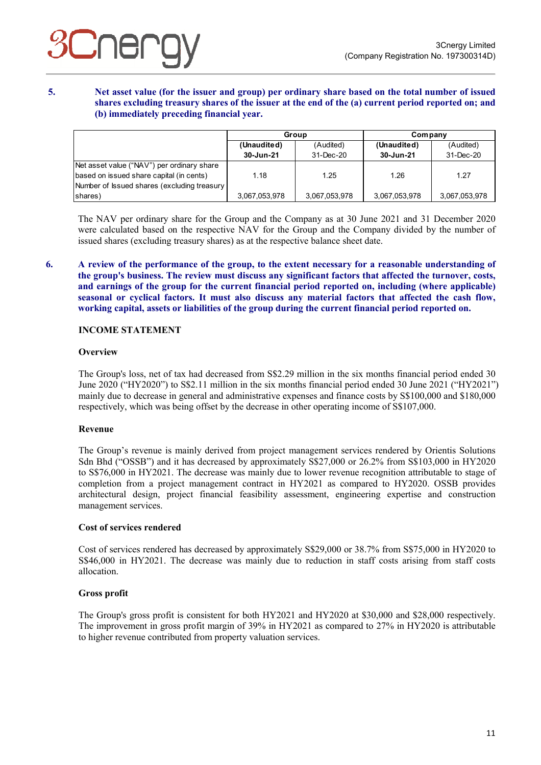**5. Net asset value (for the issuer and group) per ordinary share based on the total number of issued shares excluding treasury shares of the issuer at the end of the (a) current period reported on; and (b) immediately preceding financial year.**

| | Group | | Company | |
|---|---|---|---|---|
| | **(Unaudited)** | (Audited) | **(Unaudited)** | (Audited) |
| | **30-Jun-21** | 31-Dec-20 | **30-Jun-21** | 31-Dec-20 |
| Net asset value ("NAV") per ordinary share based on issued share capital (in cents) | 1.18 | 1.25 | 1.26 | 1.27 |
| Number of Issued shares (excluding treasury shares) | 3,067,053,978 | 3,067,053,978 | 3,067,053,978 | 3,067,053,978 |

The NAV per ordinary share for the Group and the Company as at 30 June 2021 and 31 December 2020 were calculated based on the respective NAV for the Group and the Company divided by the number of issued shares (excluding treasury shares) as at the respective balance sheet date.

**6. A review of the performance of the group, to the extent necessary for a reasonable understanding of the group's business. The review must discuss any significant factors that affected the turnover, costs, and earnings of the group for the current financial period reported on, including (where applicable) seasonal or cyclical factors. It must also discuss any material factors that affected the cash flow, working capital, assets or liabilities of the group during the current financial period reported on.**

**INCOME STATEMENT**

**Overview**

The Group's loss, net of tax had decreased from S$2.29 million in the six months financial period ended 30 June 2020 ("HY2020") to S$2.11 million in the six months financial period ended 30 June 2021 ("HY2021") mainly due to decrease in general and administrative expenses and finance costs by S$100,000 and $180,000 respectively, which was being offset by the decrease in other operating income of S$107,000.

**Revenue**

The Group's revenue is mainly derived from project management services rendered by Orientis Solutions Sdn Bhd ("OSSB") and it has decreased by approximately S$27,000 or 26.2% from S$103,000 in HY2020 to S$76,000 in HY2021. The decrease was mainly due to lower revenue recognition attributable to stage of completion from a project management contract in HY2021 as compared to HY2020. OSSB provides architectural design, project financial feasibility assessment, engineering expertise and construction management services.

**Cost of services rendered**

Cost of services rendered has decreased by approximately S$29,000 or 38.7% from S$75,000 in HY2020 to S$46,000 in HY2021. The decrease was mainly due to reduction in staff costs arising from staff costs allocation.

**Gross profit**

The Group's gross profit is consistent for both HY2021 and HY2020 at $30,000 and $28,000 respectively. The improvement in gross profit margin of 39% in HY2021 as compared to 27% in HY2020 is attributable to higher revenue contributed from property valuation services.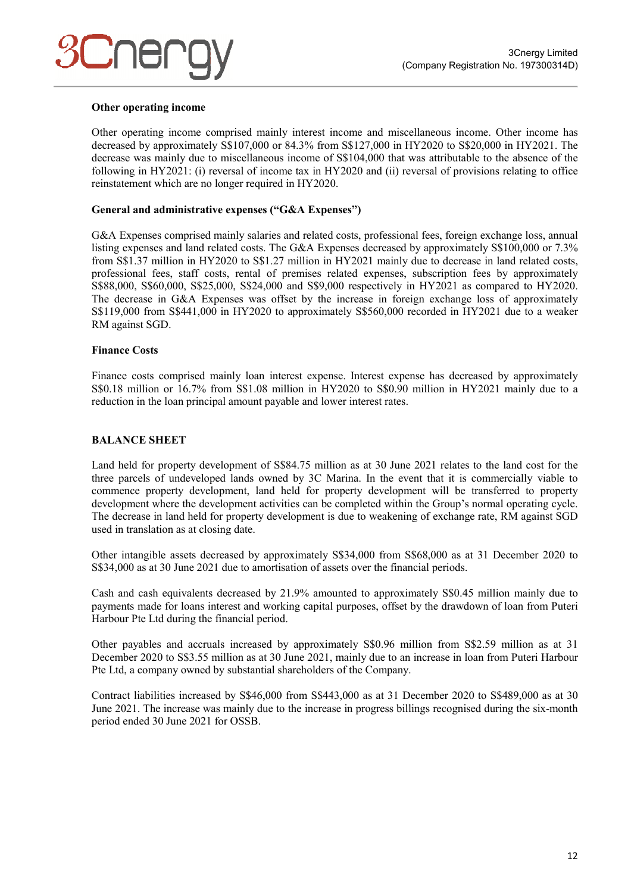**Other operating income**

Other operating income comprised mainly interest income and miscellaneous income. Other income has decreased by approximately S$107,000 or 84.3% from S$127,000 in HY2020 to S$20,000 in HY2021. The decrease was mainly due to miscellaneous income of S$104,000 that was attributable to the absence of the following in HY2021: (i) reversal of income tax in HY2020 and (ii) reversal of provisions relating to office reinstatement which are no longer required in HY2020.

**General and administrative expenses ("G&A Expenses")**

G&A Expenses comprised mainly salaries and related costs, professional fees, foreign exchange loss, annual listing expenses and land related costs. The G&A Expenses decreased by approximately S$100,000 or 7.3% from S$1.37 million in HY2020 to S$1.27 million in HY2021 mainly due to decrease in land related costs, professional fees, staff costs, rental of premises related expenses, subscription fees by approximately S$88,000, S$60,000, S$25,000, S$24,000 and S$9,000 respectively in HY2021 as compared to HY2020. The decrease in G&A Expenses was offset by the increase in foreign exchange loss of approximately S$119,000 from S$441,000 in HY2020 to approximately S$560,000 recorded in HY2021 due to a weaker RM against SGD.

**Finance Costs**

Finance costs comprised mainly loan interest expense. Interest expense has decreased by approximately S$0.18 million or 16.7% from S$1.08 million in HY2020 to S$0.90 million in HY2021 mainly due to a reduction in the loan principal amount payable and lower interest rates.

**BALANCE SHEET**

Land held for property development of S$84.75 million as at 30 June 2021 relates to the land cost for the three parcels of undeveloped lands owned by 3C Marina. In the event that it is commercially viable to commence property development, land held for property development will be transferred to property development where the development activities can be completed within the Group's normal operating cycle. The decrease in land held for property development is due to weakening of exchange rate, RM against SGD used in translation as at closing date.

Other intangible assets decreased by approximately S$34,000 from S$68,000 as at 31 December 2020 to S$34,000 as at 30 June 2021 due to amortisation of assets over the financial periods.

Cash and cash equivalents decreased by 21.9% amounted to approximately S$0.45 million mainly due to payments made for loans interest and working capital purposes, offset by the drawdown of loan from Puteri Harbour Pte Ltd during the financial period.

Other payables and accruals increased by approximately S$0.96 million from S$2.59 million as at 31 December 2020 to S$3.55 million as at 30 June 2021, mainly due to an increase in loan from Puteri Harbour Pte Ltd, a company owned by substantial shareholders of the Company.

Contract liabilities increased by S$46,000 from S$443,000 as at 31 December 2020 to S$489,000 as at 30 June 2021. The increase was mainly due to the increase in progress billings recognised during the six-month period ended 30 June 2021 for OSSB.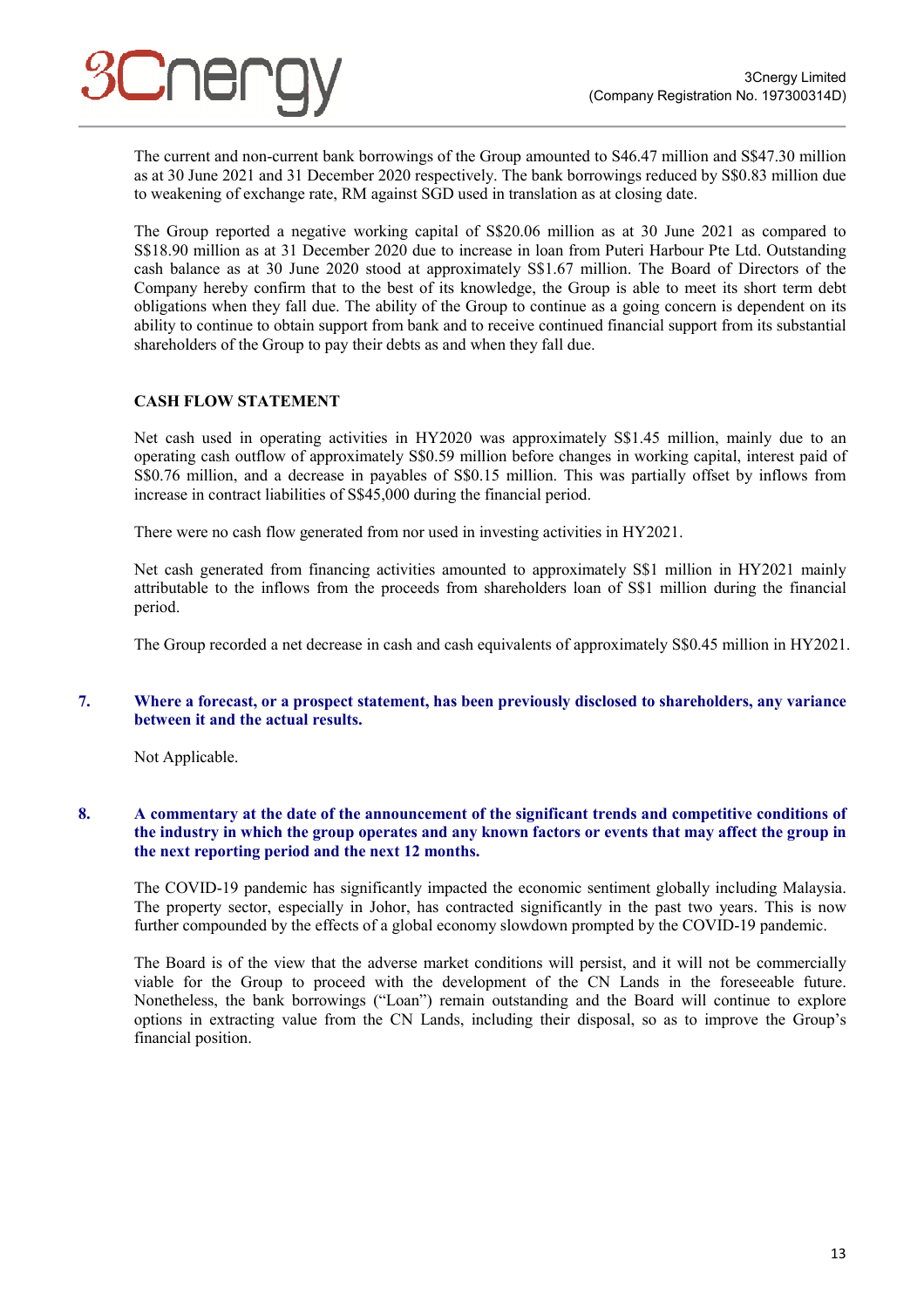The current and non-current bank borrowings of the Group amounted to S46.47 million and S$47.30 million as at 30 June 2021 and 31 December 2020 respectively. The bank borrowings reduced by S$0.83 million due to weakening of exchange rate, RM against SGD used in translation as at closing date.

The Group reported a negative working capital of S$20.06 million as at 30 June 2021 as compared to S$18.90 million as at 31 December 2020 due to increase in loan from Puteri Harbour Pte Ltd. Outstanding cash balance as at 30 June 2020 stood at approximately S$1.67 million. The Board of Directors of the Company hereby confirm that to the best of its knowledge, the Group is able to meet its short term debt obligations when they fall due. The ability of the Group to continue as a going concern is dependent on its ability to continue to obtain support from bank and to receive continued financial support from its substantial shareholders of the Group to pay their debts as and when they fall due.

**CASH FLOW STATEMENT**

Net cash used in operating activities in HY2020 was approximately S$1.45 million, mainly due to an operating cash outflow of approximately S$0.59 million before changes in working capital, interest paid of S$0.76 million, and a decrease in payables of S$0.15 million. This was partially offset by inflows from increase in contract liabilities of S$45,000 during the financial period.

There were no cash flow generated from nor used in investing activities in HY2021.

Net cash generated from financing activities amounted to approximately S$1 million in HY2021 mainly attributable to the inflows from the proceeds from shareholders loan of S$1 million during the financial period.

The Group recorded a net decrease in cash and cash equivalents of approximately S$0.45 million in HY2021.

**7. Where a forecast, or a prospect statement, has been previously disclosed to shareholders, any variance between it and the actual results.**

Not Applicable.

**8. A commentary at the date of the announcement of the significant trends and competitive conditions of the industry in which the group operates and any known factors or events that may affect the group in the next reporting period and the next 12 months.**

The COVID-19 pandemic has significantly impacted the economic sentiment globally including Malaysia. The property sector, especially in Johor, has contracted significantly in the past two years. This is now further compounded by the effects of a global economy slowdown prompted by the COVID-19 pandemic.

The Board is of the view that the adverse market conditions will persist, and it will not be commercially viable for the Group to proceed with the development of the CN Lands in the foreseeable future. Nonetheless, the bank borrowings ("Loan") remain outstanding and the Board will continue to explore options in extracting value from the CN Lands, including their disposal, so as to improve the Group's financial position.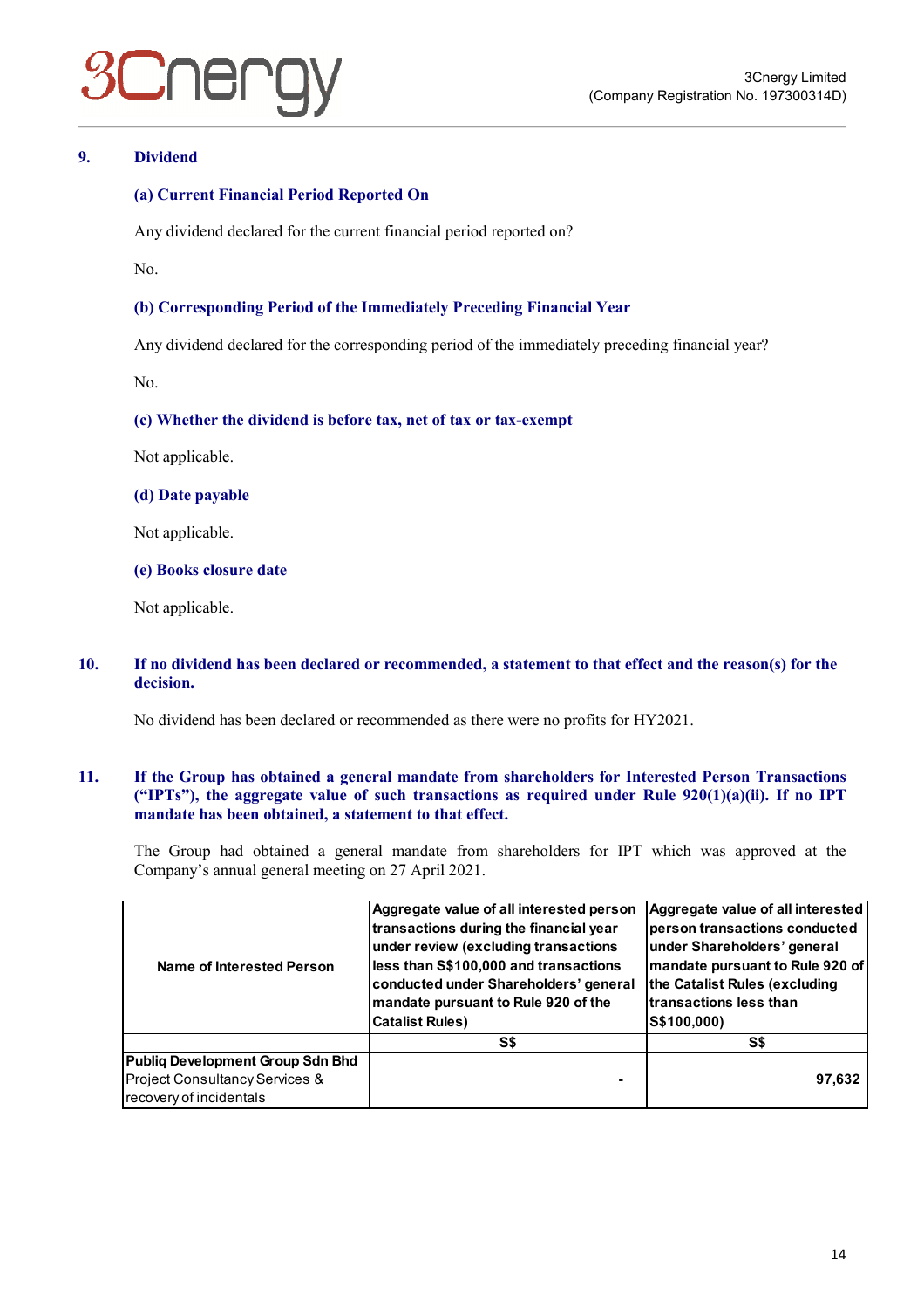## 9. Dividend

### (a) Current Financial Period Reported On

Any dividend declared for the current financial period reported on?

No.

### (b) Corresponding Period of the Immediately Preceding Financial Year

Any dividend declared for the corresponding period of the immediately preceding financial year?

No.

### (c) Whether the dividend is before tax, net of tax or tax-exempt

Not applicable.

### (d) Date payable

Not applicable.

### (e) Books closure date

Not applicable.

## 10. If no dividend has been declared or recommended, a statement to that effect and the reason(s) for the decision.

No dividend has been declared or recommended as there were no profits for HY2021.

## 11. If the Group has obtained a general mandate from shareholders for Interested Person Transactions ("IPTs"), the aggregate value of such transactions as required under Rule 920(1)(a)(ii). If no IPT mandate has been obtained, a statement to that effect.

The Group had obtained a general mandate from shareholders for IPT which was approved at the Company's annual general meeting on 27 April 2021.

| Name of Interested Person | Aggregate value of all interested person transactions during the financial year under review (excluding transactions less than S$100,000 and transactions conducted under Shareholders' general mandate pursuant to Rule 920 of the Catalist Rules) | Aggregate value of all interested person transactions conducted under Shareholders' general mandate pursuant to Rule 920 of the Catalist Rules (excluding transactions less than S$100,000) |
|---|---|---|
| | S$ | S$ |
| **Publiq Development Group Sdn Bhd**<br>Project Consultancy Services & recovery of incidentals | - | 97,632 |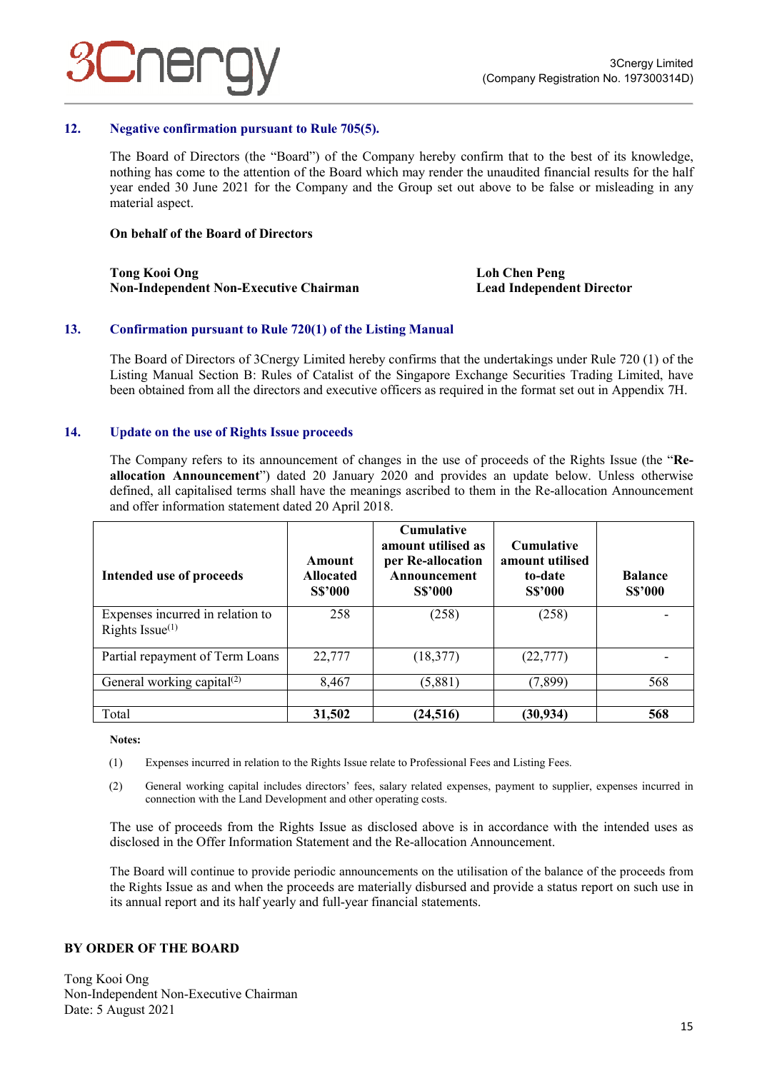## 12. Negative confirmation pursuant to Rule 705(5).

The Board of Directors (the "Board") of the Company hereby confirm that to the best of its knowledge, nothing has come to the attention of the Board which may render the unaudited financial results for the half year ended 30 June 2021 for the Company and the Group set out above to be false or misleading in any material aspect.

**On behalf of the Board of Directors**

**Tong Kooi Ong**
**Non-Independent Non-Executive Chairman**

**Loh Chen Peng**
**Lead Independent Director**

## 13. Confirmation pursuant to Rule 720(1) of the Listing Manual

The Board of Directors of 3Cnergy Limited hereby confirms that the undertakings under Rule 720 (1) of the Listing Manual Section B: Rules of Catalist of the Singapore Exchange Securities Trading Limited, have been obtained from all the directors and executive officers as required in the format set out in Appendix 7H.

## 14. Update on the use of Rights Issue proceeds

The Company refers to its announcement of changes in the use of proceeds of the Rights Issue (the "**Re-allocation Announcement**") dated 20 January 2020 and provides an update below. Unless otherwise defined, all capitalised terms shall have the meanings ascribed to them in the Re-allocation Announcement and offer information statement dated 20 April 2018.

| Intended use of proceeds | Amount Allocated S$'000 | Cumulative amount utilised as per Re-allocation Announcement S$'000 | Cumulative amount utilised to-date S$'000 | Balance S$'000 |
|---|---|---|---|---|
| Expenses incurred in relation to Rights Issue(1) | 258 | (258) | (258) | - |
| Partial repayment of Term Loans | 22,777 | (18,377) | (22,777) | - |
| General working capital(2) | 8,467 | (5,881) | (7,899) | 568 |
| | | | | |
| Total | **31,502** | **(24,516)** | **(30,934)** | **568** |

**Notes:**

(1) Expenses incurred in relation to the Rights Issue relate to Professional Fees and Listing Fees.

(2) General working capital includes directors' fees, salary related expenses, payment to supplier, expenses incurred in connection with the Land Development and other operating costs.

The use of proceeds from the Rights Issue as disclosed above is in accordance with the intended uses as disclosed in the Offer Information Statement and the Re-allocation Announcement.

The Board will continue to provide periodic announcements on the utilisation of the balance of the proceeds from the Rights Issue as and when the proceeds are materially disbursed and provide a status report on such use in its annual report and its half yearly and full-year financial statements.

**BY ORDER OF THE BOARD**

Tong Kooi Ong
Non-Independent Non-Executive Chairman
Date: 5 August 2021